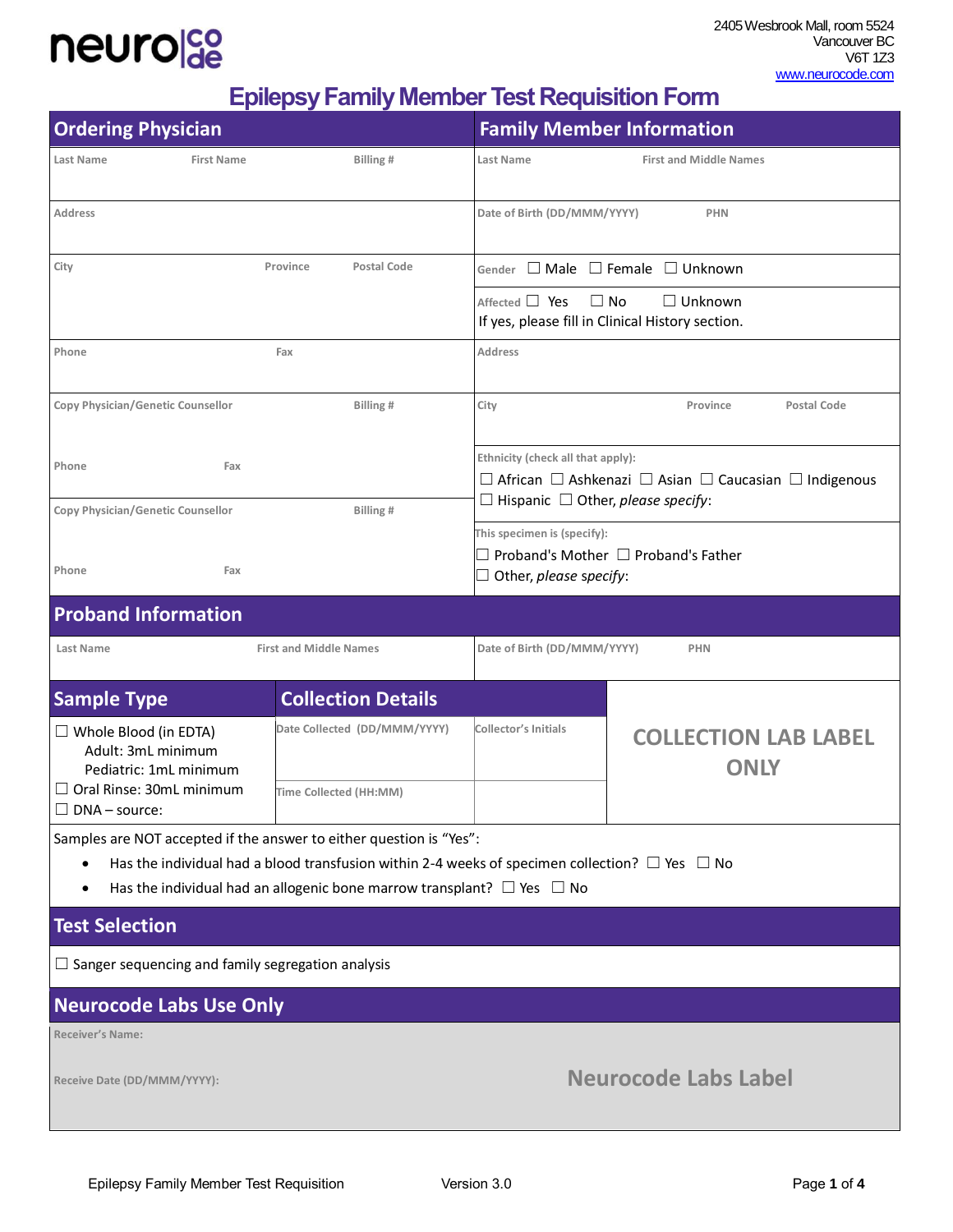neuro|code

2405 Wesbrook Mall, room 5524
Vancouver BC
V6T 1Z3
www.neurocode.com

# Epilepsy Family Member Test Requisition Form

## Ordering Physician

| Last Name | First Name | Billing # |
|---|---|---|
| | | |

| Address |
|---|
| |

| City | Province | Postal Code |
|---|---|---|
| | | |

| Phone | Fax |
|---|---|
| | |

| Copy Physician/Genetic Counsellor | Billing # |
|---|---|
| | |

| Phone | Fax |
|---|---|
| | |

| Copy Physician/Genetic Counsellor | Billing # |
|---|---|
| | |

| Phone | Fax |
|---|---|
| | |

## Family Member Information

| Last Name | First and Middle Names |
|---|---|
| | |

| Date of Birth (DD/MMM/YYYY) | PHN |
|---|---|
| | |

Gender ☐ Male ☐ Female ☐ Unknown

Affected ☐ Yes ☐ No ☐ Unknown
If yes, please fill in Clinical History section.

| Address |
|---|
| |

| City | Province | Postal Code |
|---|---|---|
| | | |

Ethnicity (check all that apply):
☐ African ☐ Ashkenazi ☐ Asian ☐ Caucasian ☐ Indigenous
☐ Hispanic ☐ Other, *please specify*:

This specimen is (specify):
☐ Proband's Mother ☐ Proband's Father
☐ Other, *please specify*:

## Proband Information

| Last Name | First and Middle Names | Date of Birth (DD/MMM/YYYY) | PHN |
|---|---|---|---|
| | | | |

## Sample Type

☐ Whole Blood (in EDTA)
Adult: 3mL minimum
Pediatric: 1mL minimum
☐ Oral Rinse: 30mL minimum
☐ DNA – source:

## Collection Details

| Date Collected (DD/MMM/YYYY) | Collector's Initials |
|---|---|
| | |
| Time Collected (HH:MM) | |

COLLECTION LAB LABEL ONLY

Samples are NOT accepted if the answer to either question is "Yes":

- Has the individual had a blood transfusion within 2-4 weeks of specimen collection? ☐ Yes ☐ No
- Has the individual had an allogenic bone marrow transplant? ☐ Yes ☐ No

## Test Selection

☐ Sanger sequencing and family segregation analysis

## Neurocode Labs Use Only

Receiver's Name:

Receive Date (DD/MMM/YYYY):

Neurocode Labs Label

Epilepsy Family Member Test Requisition Version 3.0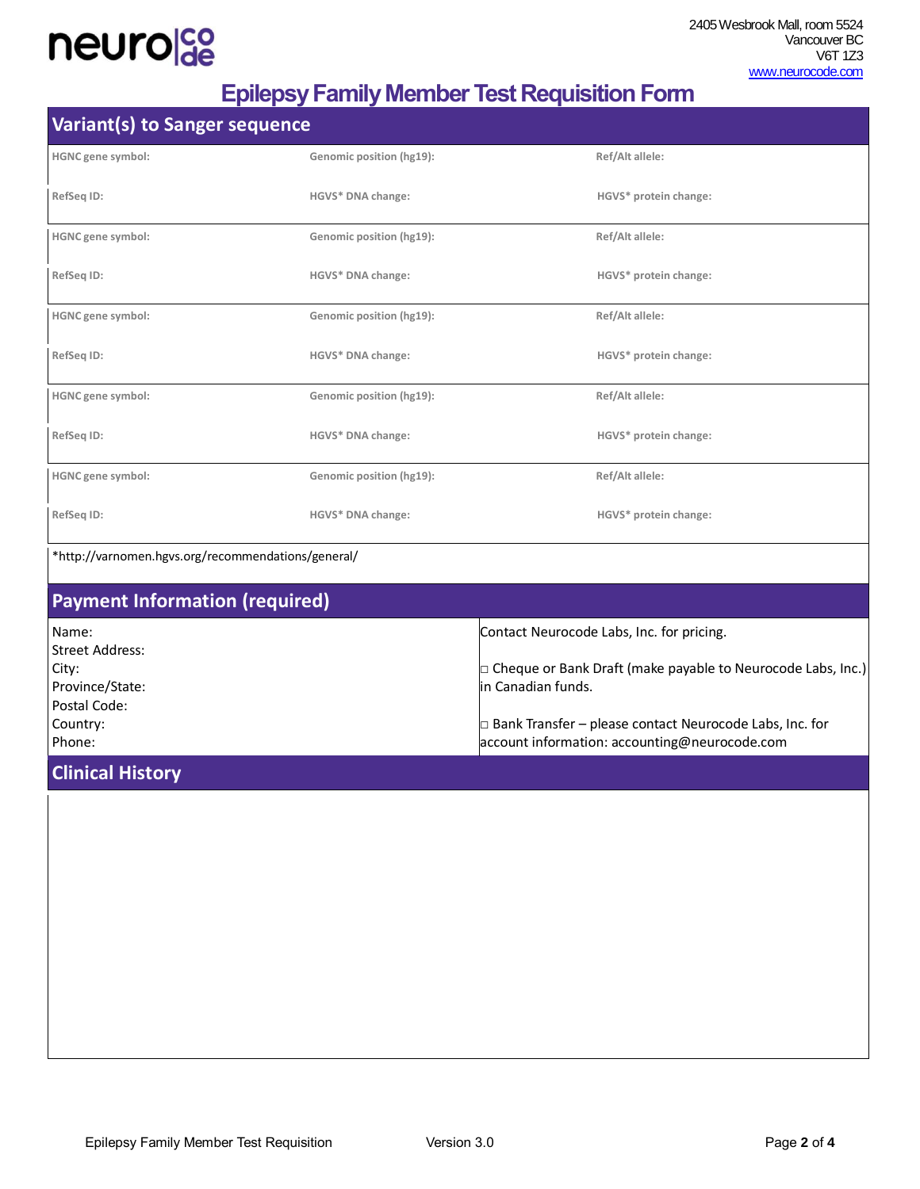neurocode

2405 Wesbrook Mall, room 5524
Vancouver BC
V6T 1Z3
www.neurocode.com

# Epilepsy Family Member Test Requisition Form

## Variant(s) to Sanger sequence

| | | |
|---|---|---|
| HGNC gene symbol: | Genomic position (hg19): | Ref/Alt allele: |
| RefSeq ID: | HGVS* DNA change: | HGVS* protein change: |
| HGNC gene symbol: | Genomic position (hg19): | Ref/Alt allele: |
| RefSeq ID: | HGVS* DNA change: | HGVS* protein change: |
| HGNC gene symbol: | Genomic position (hg19): | Ref/Alt allele: |
| RefSeq ID: | HGVS* DNA change: | HGVS* protein change: |
| HGNC gene symbol: | Genomic position (hg19): | Ref/Alt allele: |
| RefSeq ID: | HGVS* DNA change: | HGVS* protein change: |
| HGNC gene symbol: | Genomic position (hg19): | Ref/Alt allele: |
| RefSeq ID: | HGVS* DNA change: | HGVS* protein change: |

*http://varnomen.hgvs.org/recommendations/general/

## Payment Information (required)

| | |
|---|---|
| Name:<br>Street Address:<br>City:<br>Province/State:<br>Postal Code:<br>Country:<br>Phone: | Contact Neurocode Labs, Inc. for pricing.<br><br>□ Cheque or Bank Draft (make payable to Neurocode Labs, Inc.) in Canadian funds.<br><br>□ Bank Transfer – please contact Neurocode Labs, Inc. for account information: accounting@neurocode.com |

## Clinical History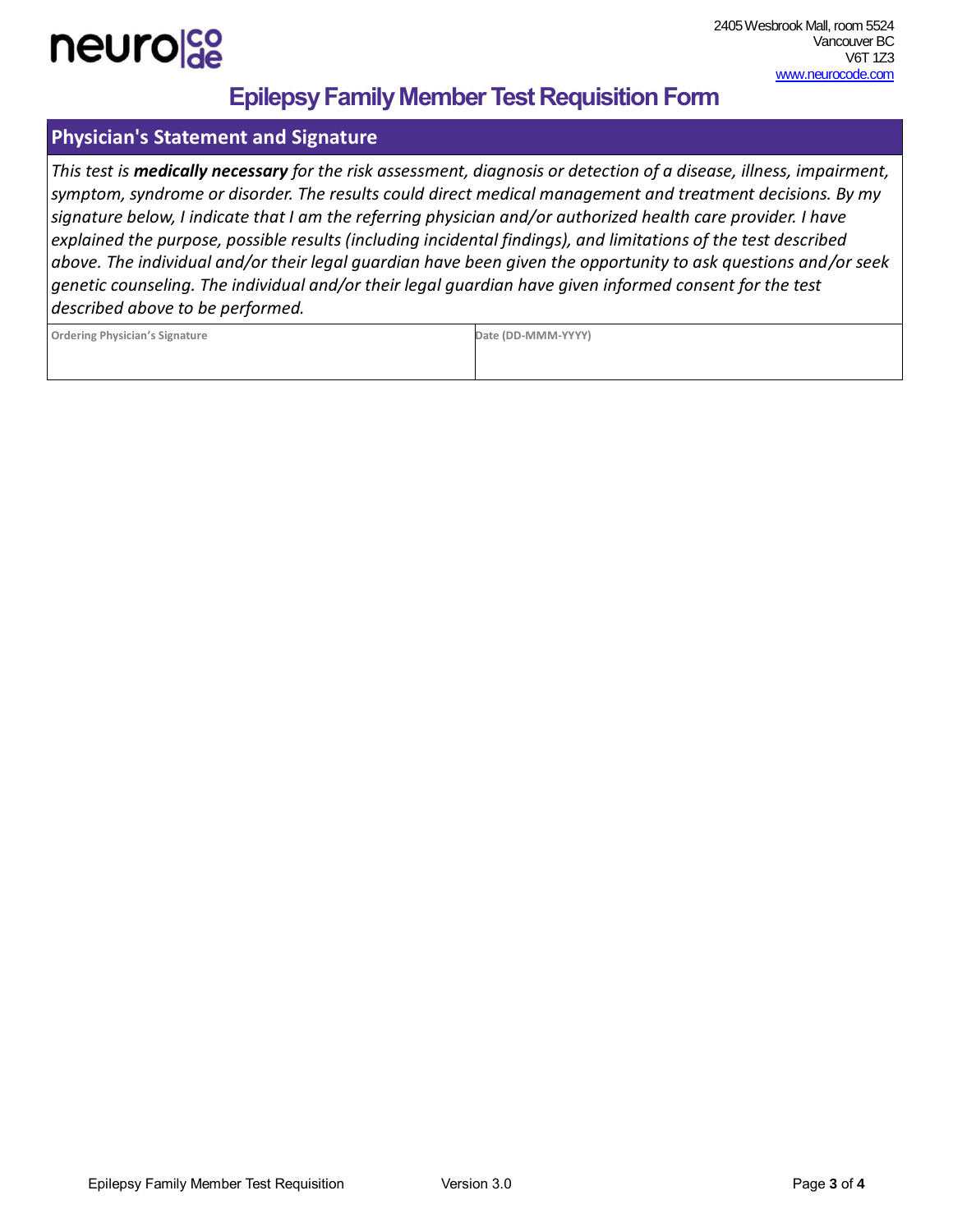neuro|code

2405 Wesbrook Mall, room 5524
Vancouver BC
V6T 1Z3
www.neurocode.com

# Epilepsy Family Member Test Requisition Form

## Physician's Statement and Signature

*This test is **medically necessary** for the risk assessment, diagnosis or detection of a disease, illness, impairment, symptom, syndrome or disorder. The results could direct medical management and treatment decisions. By my signature below, I indicate that I am the referring physician and/or authorized health care provider. I have explained the purpose, possible results (including incidental findings), and limitations of the test described above. The individual and/or their legal guardian have been given the opportunity to ask questions and/or seek genetic counseling. The individual and/or their legal guardian have given informed consent for the test described above to be performed.*

| Ordering Physician's Signature | Date (DD-MMM-YYYY) |
|---|---|
| | |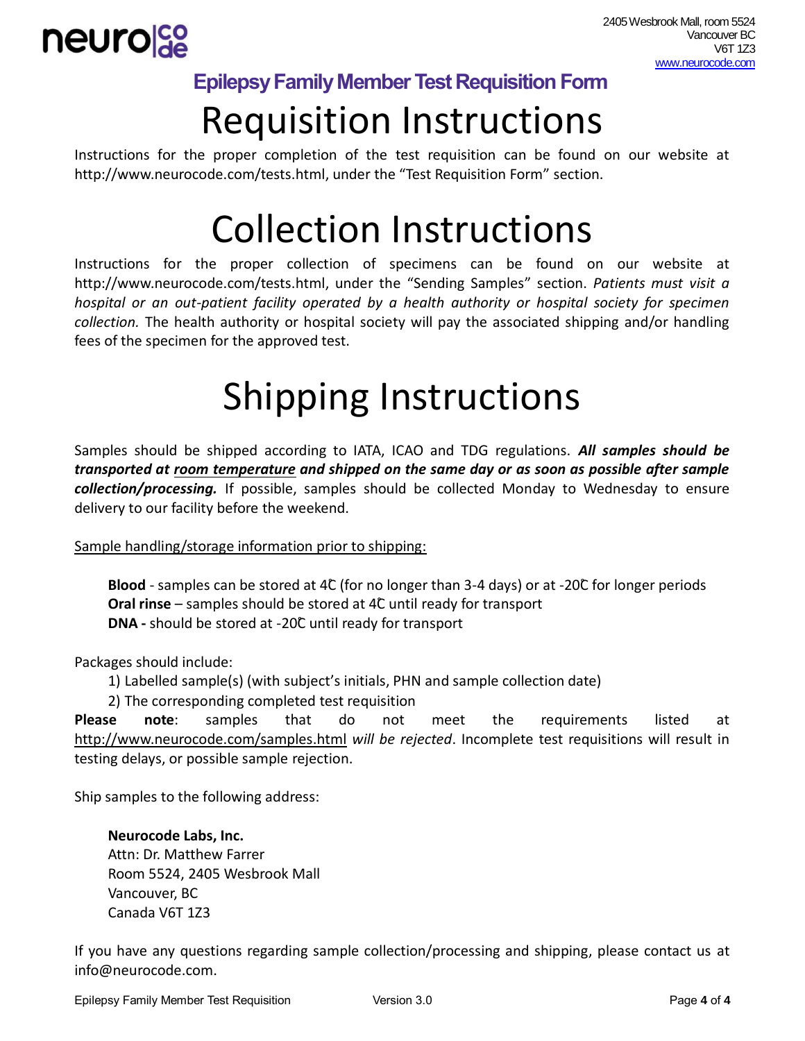neuro|code

2405 Wesbrook Mall, room 5524
Vancouver BC
V6T 1Z3
www.neurocode.com

## Epilepsy Family Member Test Requisition Form

# Requisition Instructions

Instructions for the proper completion of the test requisition can be found on our website at http://www.neurocode.com/tests.html, under the "Test Requisition Form" section.

# Collection Instructions

Instructions for the proper collection of specimens can be found on our website at http://www.neurocode.com/tests.html, under the "Sending Samples" section. *Patients must visit a hospital or an out-patient facility operated by a health authority or hospital society for specimen collection.* The health authority or hospital society will pay the associated shipping and/or handling fees of the specimen for the approved test.

# Shipping Instructions

Samples should be shipped according to IATA, ICAO and TDG regulations. ***All samples should be transported at <u>room temperature</u> and shipped on the same day or as soon as possible after sample collection/processing.*** If possible, samples should be collected Monday to Wednesday to ensure delivery to our facility before the weekend.

<u>Sample handling/storage information prior to shipping:</u>

**Blood** - samples can be stored at 4℃ (for no longer than 3-4 days) or at -20℃ for longer periods
**Oral rinse** – samples should be stored at 4℃ until ready for transport
**DNA -** should be stored at -20℃ until ready for transport

Packages should include:

1) Labelled sample(s) (with subject's initials, PHN and sample collection date)
2) The corresponding completed test requisition

**Please note**: samples that do not meet the requirements listed at http://www.neurocode.com/samples.html *will be rejected*. Incomplete test requisitions will result in testing delays, or possible sample rejection.

Ship samples to the following address:

**Neurocode Labs, Inc.**
Attn: Dr. Matthew Farrer
Room 5524, 2405 Wesbrook Mall
Vancouver, BC
Canada V6T 1Z3

If you have any questions regarding sample collection/processing and shipping, please contact us at info@neurocode.com.